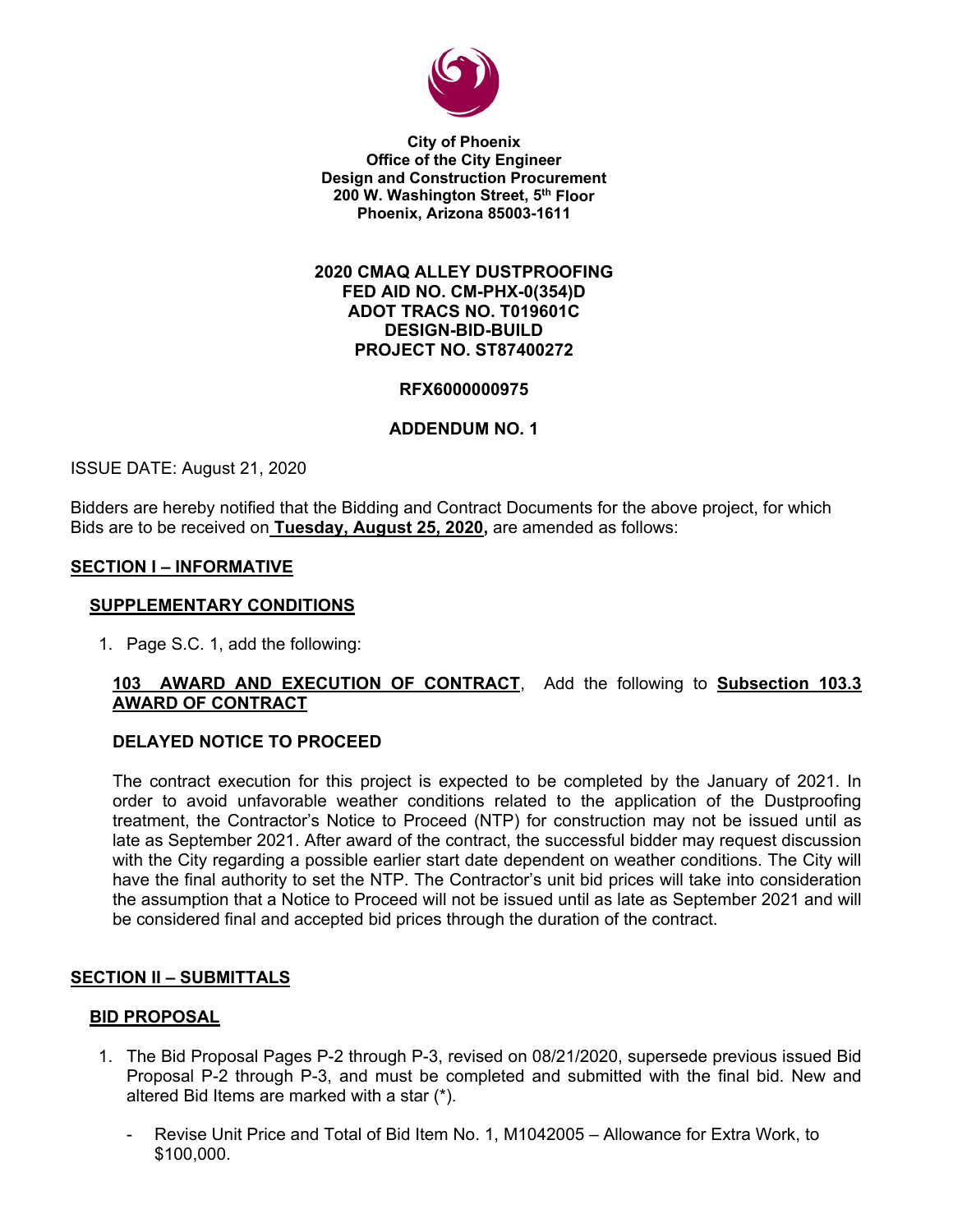**City of Phoenix**
**Office of the City Engineer**
**Design and Construction Procurement**
**200 W. Washington Street, 5th Floor**
**Phoenix, Arizona 85003-1611**

**2020 CMAQ ALLEY DUSTPROOFING**
**FED AID NO. CM-PHX-0(354)D**
**ADOT TRACS NO. T019601C**
**DESIGN-BID-BUILD**
**PROJECT NO. ST87400272**

**RFX6000000975**

**ADDENDUM NO. 1**

ISSUE DATE: August 21, 2020

Bidders are hereby notified that the Bidding and Contract Documents for the above project, for which Bids are to be received on **Tuesday, August 25, 2020,** are amended as follows:

## SECTION I – INFORMATIVE

### SUPPLEMENTARY CONDITIONS

1. Page S.C. 1, add the following:

**103 AWARD AND EXECUTION OF CONTRACT**, Add the following to **Subsection 103.3 AWARD OF CONTRACT**

**DELAYED NOTICE TO PROCEED**

The contract execution for this project is expected to be completed by the January of 2021. In order to avoid unfavorable weather conditions related to the application of the Dustproofing treatment, the Contractor's Notice to Proceed (NTP) for construction may not be issued until as late as September 2021. After award of the contract, the successful bidder may request discussion with the City regarding a possible earlier start date dependent on weather conditions. The City will have the final authority to set the NTP. The Contractor's unit bid prices will take into consideration the assumption that a Notice to Proceed will not be issued until as late as September 2021 and will be considered final and accepted bid prices through the duration of the contract.

## SECTION II – SUBMITTALS

### BID PROPOSAL

1. The Bid Proposal Pages P-2 through P-3, revised on 08/21/2020, supersede previous issued Bid Proposal P-2 through P-3, and must be completed and submitted with the final bid. New and altered Bid Items are marked with a star (*).

    - Revise Unit Price and Total of Bid Item No. 1, M1042005 – Allowance for Extra Work, to $100,000.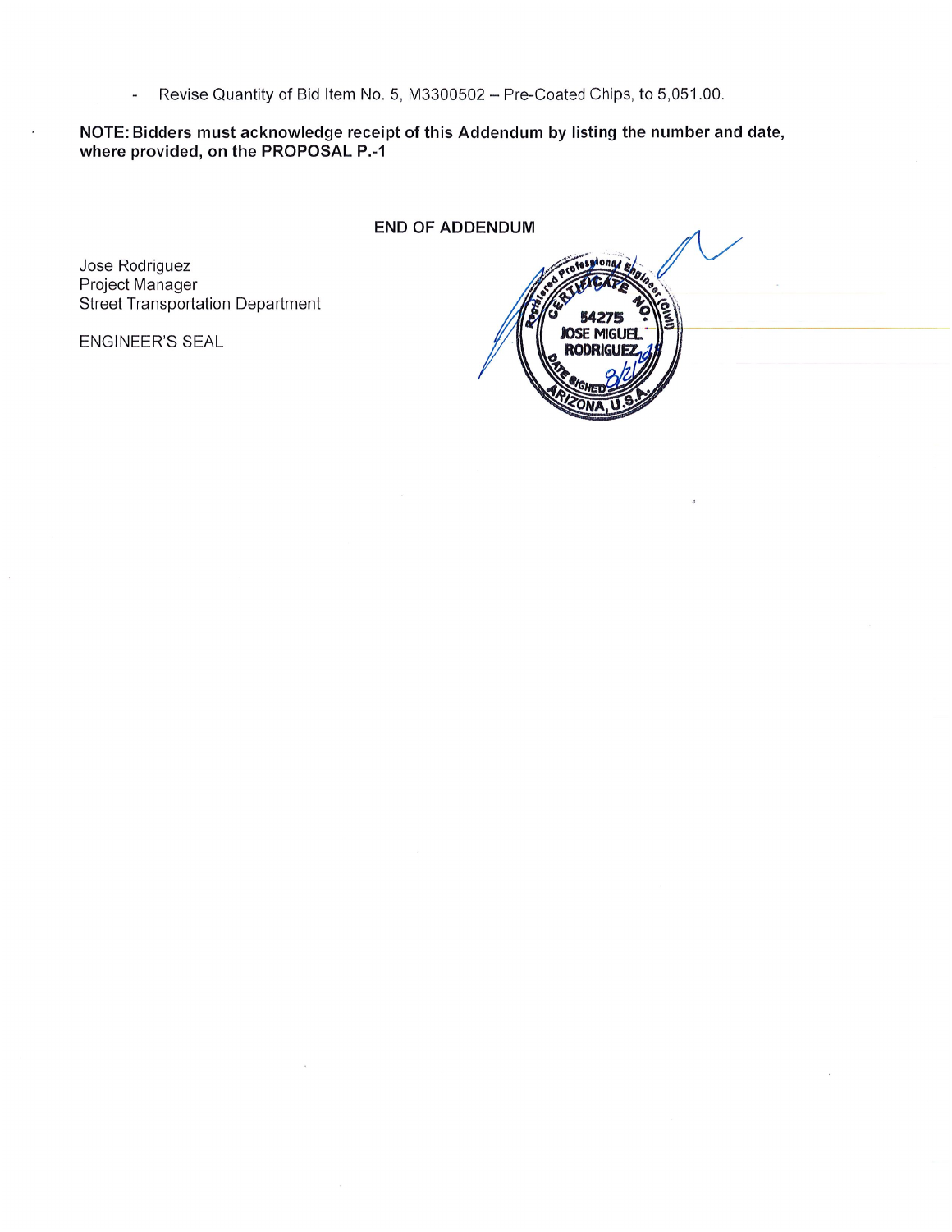- Revise Quantity of Bid Item No. 5, M3300502 – Pre-Coated Chips, to 5,051.00.

**NOTE: Bidders must acknowledge receipt of this Addendum by listing the number and date, where provided, on the PROPOSAL P.-1**

**END OF ADDENDUM**

Jose Rodriguez
Project Manager
Street Transportation Department

ENGINEER'S SEAL

Registered Professional Engineer (Civil)
CERTIFICATE NO. 54275
JOSE MIGUEL RODRIGUEZ
DATE SIGNED 8/21/23
ARIZONA, U.S.A.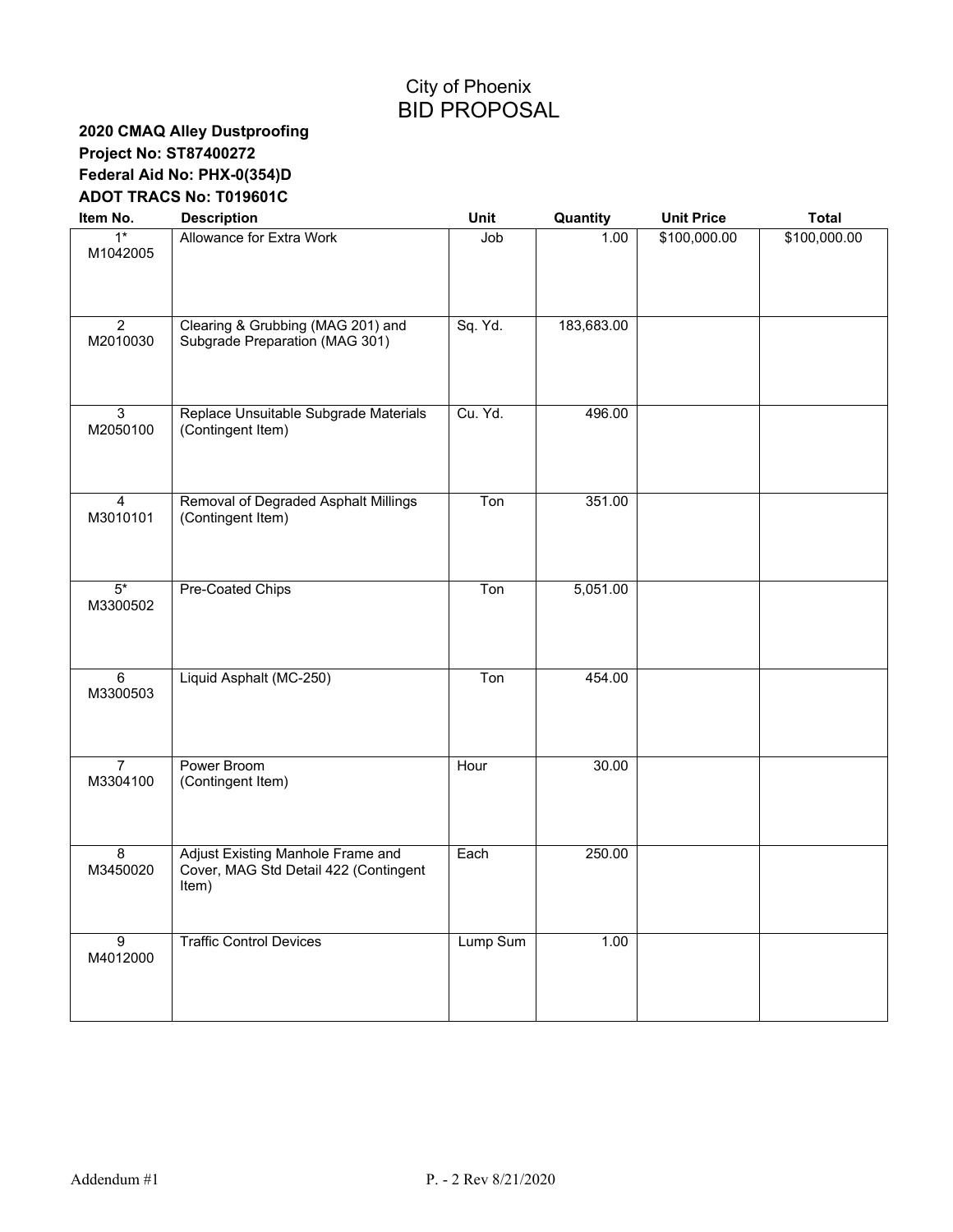# City of Phoenix
# BID PROPOSAL

**2020 CMAQ Alley Dustproofing**
**Project No: ST87400272**
**Federal Aid No: PHX-0(354)D**
**ADOT TRACS No: T019601C**

| Item No. | Description | Unit | Quantity | Unit Price | Total |
|---|---|---|---|---|---|
| 1* M1042005 | Allowance for Extra Work | Job | 1.00 | $100,000.00 | $100,000.00 |
| 2 M2010030 | Clearing & Grubbing (MAG 201) and Subgrade Preparation (MAG 301) | Sq. Yd. | 183,683.00 | | |
| 3 M2050100 | Replace Unsuitable Subgrade Materials (Contingent Item) | Cu. Yd. | 496.00 | | |
| 4 M3010101 | Removal of Degraded Asphalt Millings (Contingent Item) | Ton | 351.00 | | |
| 5* M3300502 | Pre-Coated Chips | Ton | 5,051.00 | | |
| 6 M3300503 | Liquid Asphalt (MC-250) | Ton | 454.00 | | |
| 7 M3304100 | Power Broom (Contingent Item) | Hour | 30.00 | | |
| 8 M3450020 | Adjust Existing Manhole Frame and Cover, MAG Std Detail 422 (Contingent Item) | Each | 250.00 | | |
| 9 M4012000 | Traffic Control Devices | Lump Sum | 1.00 | | |

Addendum #1 P. - 2 Rev 8/21/2020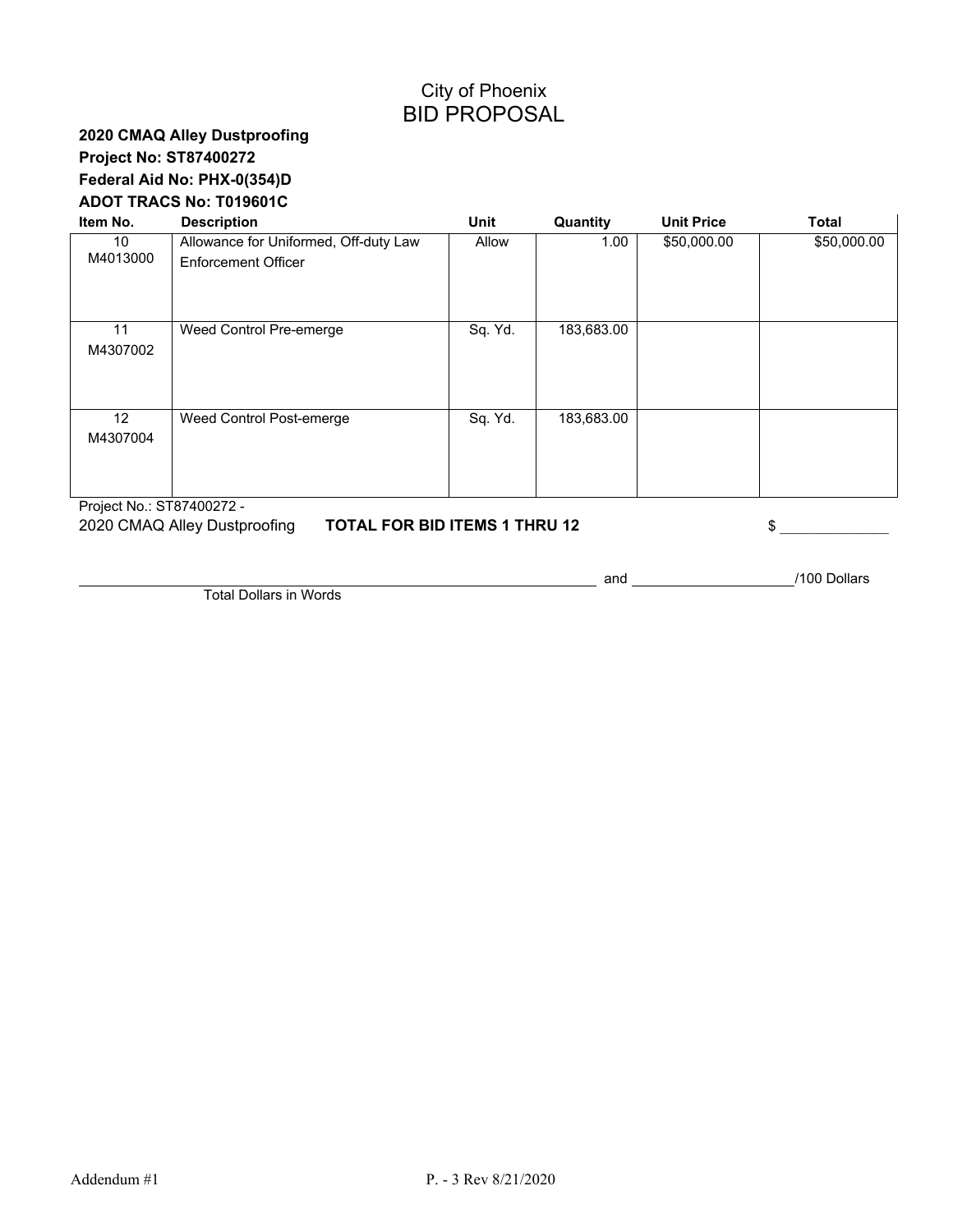City of Phoenix

# BID PROPOSAL

**2020 CMAQ Alley Dustproofing**
**Project No: ST87400272**
**Federal Aid No: PHX-0(354)D**
**ADOT TRACS No: T019601C**

| Item No. | Description | Unit | Quantity | Unit Price | Total |
|---|---|---|---|---|---|
| 10 M4013000 | Allowance for Uniformed, Off-duty Law Enforcement Officer | Allow | 1.00 | $50,000.00 | $50,000.00 |
| 11 M4307002 | Weed Control Pre-emerge | Sq. Yd. | 183,683.00 | | |
| 12 M4307004 | Weed Control Post-emerge | Sq. Yd. | 183,683.00 | | |

Project No.: ST87400272 -
2020 CMAQ Alley Dustproofing **TOTAL FOR BID ITEMS 1 THRU 12** $ ______________

______________________________________ and ____________________/100 Dollars
Total Dollars in Words

Addendum #1 P. - 3 Rev 8/21/2020